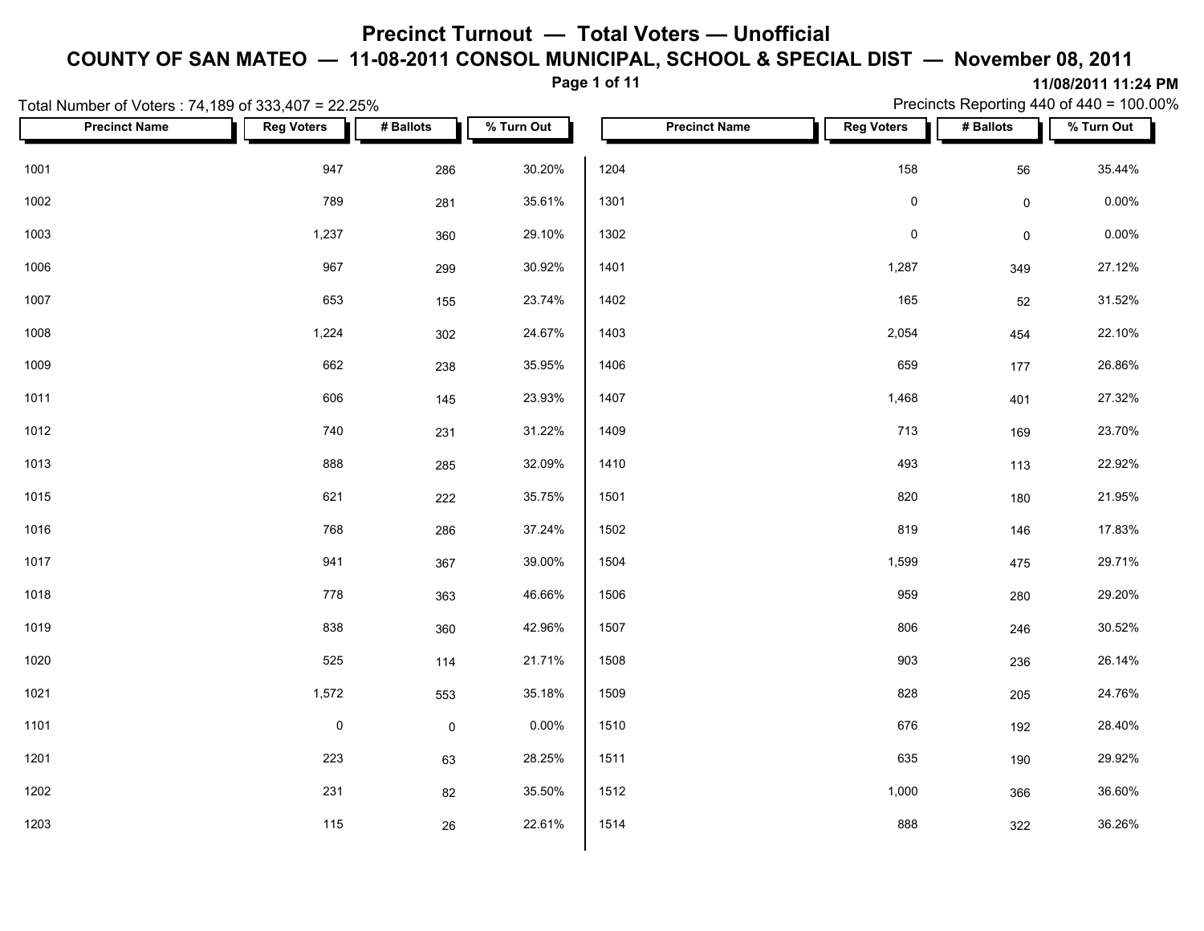# Precinct Turnout — Total Voters — Unofficial

## COUNTY OF SAN MATEO — 11-08-2011 CONSOL MUNICIPAL, SCHOOL & SPECIAL DIST — November 08, 2011

**11/08/2011 11:24 PM**

Total Number of Voters : 74,189 of 333,407 = 22.25%

Precincts Reporting 440 of 440 = 100.00%

| Precinct Name | Reg Voters | # Ballots | % Turn Out |
|---|---|---|---|
| 1001 | 947 | 286 | 30.20% |
| 1002 | 789 | 281 | 35.61% |
| 1003 | 1,237 | 360 | 29.10% |
| 1006 | 967 | 299 | 30.92% |
| 1007 | 653 | 155 | 23.74% |
| 1008 | 1,224 | 302 | 24.67% |
| 1009 | 662 | 238 | 35.95% |
| 1011 | 606 | 145 | 23.93% |
| 1012 | 740 | 231 | 31.22% |
| 1013 | 888 | 285 | 32.09% |
| 1015 | 621 | 222 | 35.75% |
| 1016 | 768 | 286 | 37.24% |
| 1017 | 941 | 367 | 39.00% |
| 1018 | 778 | 363 | 46.66% |
| 1019 | 838 | 360 | 42.96% |
| 1020 | 525 | 114 | 21.71% |
| 1021 | 1,572 | 553 | 35.18% |
| 1101 | 0 | 0 | 0.00% |
| 1201 | 223 | 63 | 28.25% |
| 1202 | 231 | 82 | 35.50% |
| 1203 | 115 | 26 | 22.61% |
| 1204 | 158 | 56 | 35.44% |
| 1301 | 0 | 0 | 0.00% |
| 1302 | 0 | 0 | 0.00% |
| 1401 | 1,287 | 349 | 27.12% |
| 1402 | 165 | 52 | 31.52% |
| 1403 | 2,054 | 454 | 22.10% |
| 1406 | 659 | 177 | 26.86% |
| 1407 | 1,468 | 401 | 27.32% |
| 1409 | 713 | 169 | 23.70% |
| 1410 | 493 | 113 | 22.92% |
| 1501 | 820 | 180 | 21.95% |
| 1502 | 819 | 146 | 17.83% |
| 1504 | 1,599 | 475 | 29.71% |
| 1506 | 959 | 280 | 29.20% |
| 1507 | 806 | 246 | 30.52% |
| 1508 | 903 | 236 | 26.14% |
| 1509 | 828 | 205 | 24.76% |
| 1510 | 676 | 192 | 28.40% |
| 1511 | 635 | 190 | 29.92% |
| 1512 | 1,000 | 366 | 36.60% |
| 1514 | 888 | 322 | 36.26% |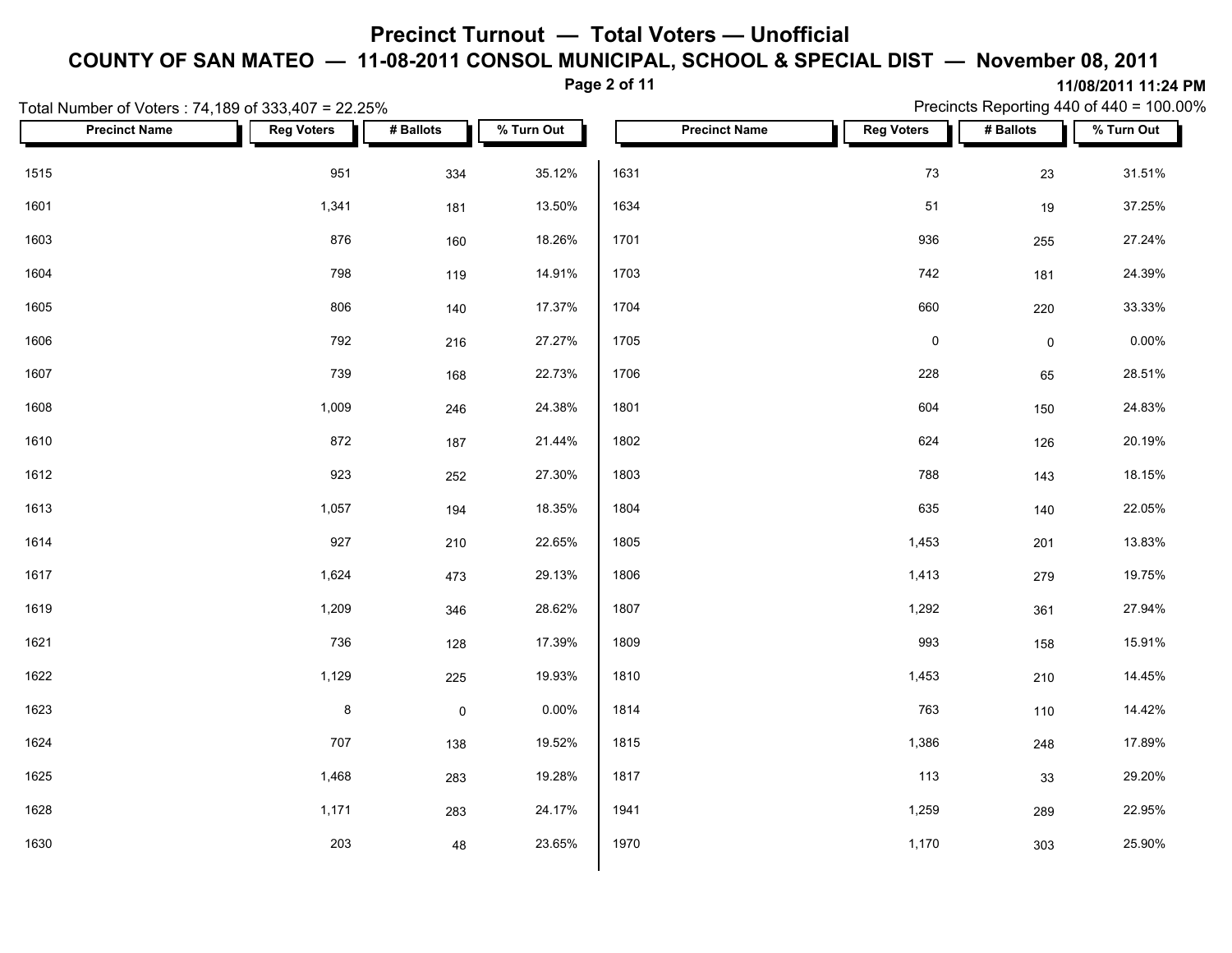# Precinct Turnout — Total Voters — Unofficial

## COUNTY OF SAN MATEO — 11-08-2011 CONSOL MUNICIPAL, SCHOOL & SPECIAL DIST — November 08, 2011

11/08/2011 11:24 PM

Total Number of Voters : 74,189 of 333,407 = 22.25%

Precincts Reporting 440 of 440 = 100.00%

| Precinct Name | Reg Voters | # Ballots | % Turn Out |
|---|---|---|---|
| 1515 | 951 | 334 | 35.12% |
| 1601 | 1,341 | 181 | 13.50% |
| 1603 | 876 | 160 | 18.26% |
| 1604 | 798 | 119 | 14.91% |
| 1605 | 806 | 140 | 17.37% |
| 1606 | 792 | 216 | 27.27% |
| 1607 | 739 | 168 | 22.73% |
| 1608 | 1,009 | 246 | 24.38% |
| 1610 | 872 | 187 | 21.44% |
| 1612 | 923 | 252 | 27.30% |
| 1613 | 1,057 | 194 | 18.35% |
| 1614 | 927 | 210 | 22.65% |
| 1617 | 1,624 | 473 | 29.13% |
| 1619 | 1,209 | 346 | 28.62% |
| 1621 | 736 | 128 | 17.39% |
| 1622 | 1,129 | 225 | 19.93% |
| 1623 | 8 | 0 | 0.00% |
| 1624 | 707 | 138 | 19.52% |
| 1625 | 1,468 | 283 | 19.28% |
| 1628 | 1,171 | 283 | 24.17% |
| 1630 | 203 | 48 | 23.65% |
| 1631 | 73 | 23 | 31.51% |
| 1634 | 51 | 19 | 37.25% |
| 1701 | 936 | 255 | 27.24% |
| 1703 | 742 | 181 | 24.39% |
| 1704 | 660 | 220 | 33.33% |
| 1705 | 0 | 0 | 0.00% |
| 1706 | 228 | 65 | 28.51% |
| 1801 | 604 | 150 | 24.83% |
| 1802 | 624 | 126 | 20.19% |
| 1803 | 788 | 143 | 18.15% |
| 1804 | 635 | 140 | 22.05% |
| 1805 | 1,453 | 201 | 13.83% |
| 1806 | 1,413 | 279 | 19.75% |
| 1807 | 1,292 | 361 | 27.94% |
| 1809 | 993 | 158 | 15.91% |
| 1810 | 1,453 | 210 | 14.45% |
| 1814 | 763 | 110 | 14.42% |
| 1815 | 1,386 | 248 | 17.89% |
| 1817 | 113 | 33 | 29.20% |
| 1941 | 1,259 | 289 | 22.95% |
| 1970 | 1,170 | 303 | 25.90% |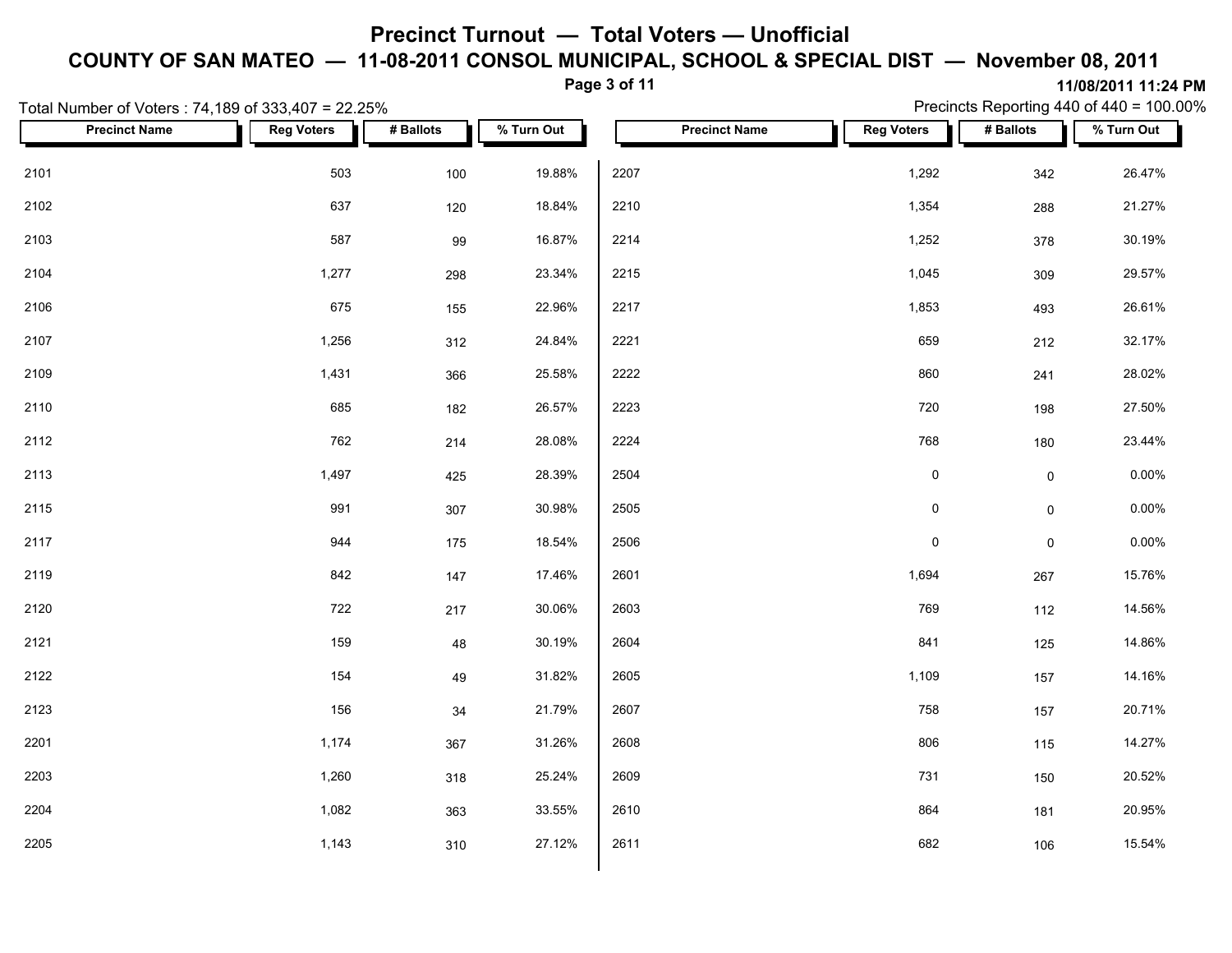# Precinct Turnout — Total Voters — Unofficial

## COUNTY OF SAN MATEO — 11-08-2011 CONSOL MUNICIPAL, SCHOOL & SPECIAL DIST — November 08, 2011

11/08/2011 11:24 PM

Total Number of Voters : 74,189 of 333,407 = 22.25%

Precincts Reporting 440 of 440 = 100.00%

| Precinct Name | Reg Voters | # Ballots | % Turn Out |
|---|---|---|---|
| 2101 | 503 | 100 | 19.88% |
| 2102 | 637 | 120 | 18.84% |
| 2103 | 587 | 99 | 16.87% |
| 2104 | 1,277 | 298 | 23.34% |
| 2106 | 675 | 155 | 22.96% |
| 2107 | 1,256 | 312 | 24.84% |
| 2109 | 1,431 | 366 | 25.58% |
| 2110 | 685 | 182 | 26.57% |
| 2112 | 762 | 214 | 28.08% |
| 2113 | 1,497 | 425 | 28.39% |
| 2115 | 991 | 307 | 30.98% |
| 2117 | 944 | 175 | 18.54% |
| 2119 | 842 | 147 | 17.46% |
| 2120 | 722 | 217 | 30.06% |
| 2121 | 159 | 48 | 30.19% |
| 2122 | 154 | 49 | 31.82% |
| 2123 | 156 | 34 | 21.79% |
| 2201 | 1,174 | 367 | 31.26% |
| 2203 | 1,260 | 318 | 25.24% |
| 2204 | 1,082 | 363 | 33.55% |
| 2205 | 1,143 | 310 | 27.12% |
| 2207 | 1,292 | 342 | 26.47% |
| 2210 | 1,354 | 288 | 21.27% |
| 2214 | 1,252 | 378 | 30.19% |
| 2215 | 1,045 | 309 | 29.57% |
| 2217 | 1,853 | 493 | 26.61% |
| 2221 | 659 | 212 | 32.17% |
| 2222 | 860 | 241 | 28.02% |
| 2223 | 720 | 198 | 27.50% |
| 2224 | 768 | 180 | 23.44% |
| 2504 | 0 | 0 | 0.00% |
| 2505 | 0 | 0 | 0.00% |
| 2506 | 0 | 0 | 0.00% |
| 2601 | 1,694 | 267 | 15.76% |
| 2603 | 769 | 112 | 14.56% |
| 2604 | 841 | 125 | 14.86% |
| 2605 | 1,109 | 157 | 14.16% |
| 2607 | 758 | 157 | 20.71% |
| 2608 | 806 | 115 | 14.27% |
| 2609 | 731 | 150 | 20.52% |
| 2610 | 864 | 181 | 20.95% |
| 2611 | 682 | 106 | 15.54% |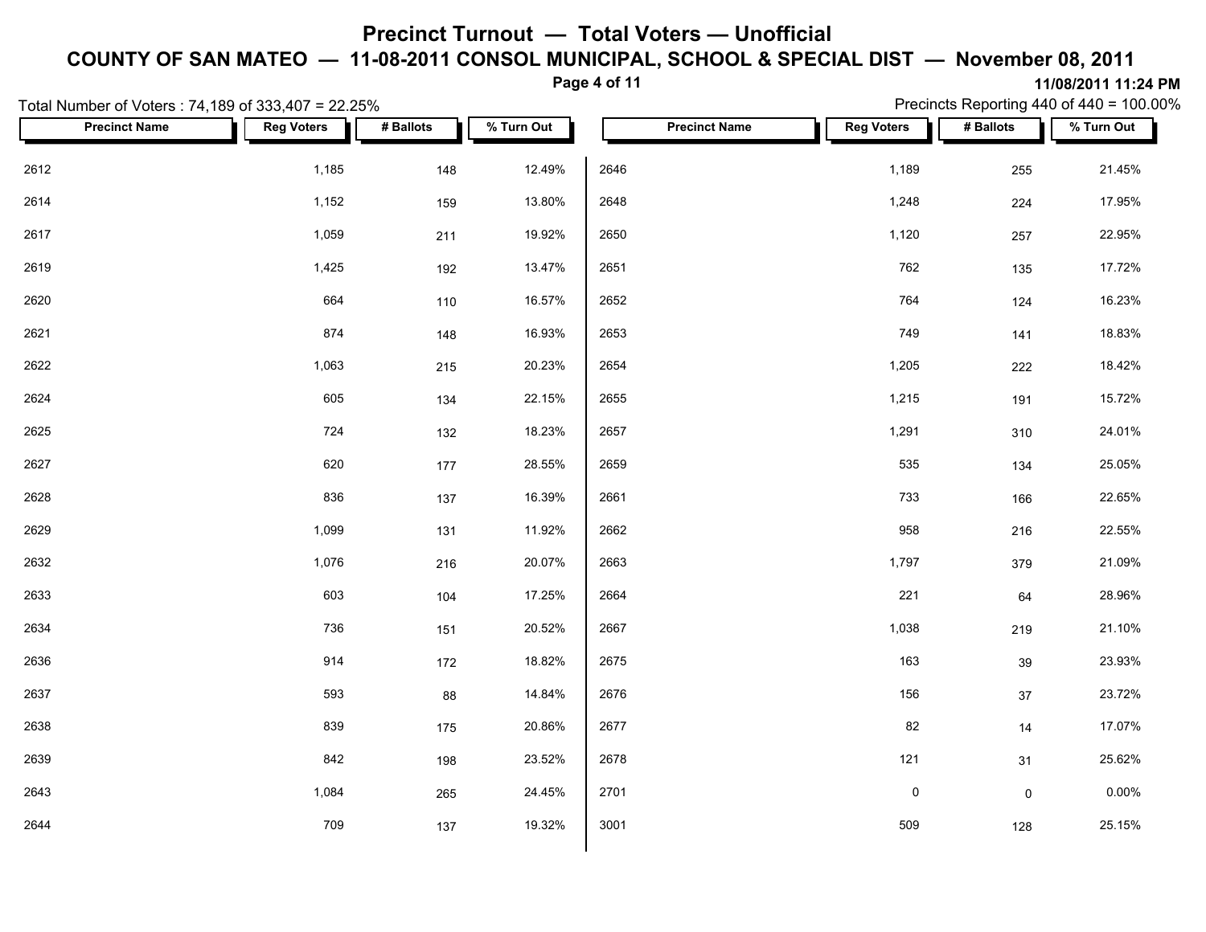# Precinct Turnout — Total Voters — Unofficial

## COUNTY OF SAN MATEO — 11-08-2011 CONSOL MUNICIPAL, SCHOOL & SPECIAL DIST — November 08, 2011

**11/08/2011 11:24 PM**

Total Number of Voters : 74,189 of 333,407 = 22.25%

Precincts Reporting 440 of 440 = 100.00%

| Precinct Name | Reg Voters | # Ballots | % Turn Out |
|---|---|---|---|
| 2612 | 1,185 | 148 | 12.49% |
| 2614 | 1,152 | 159 | 13.80% |
| 2617 | 1,059 | 211 | 19.92% |
| 2619 | 1,425 | 192 | 13.47% |
| 2620 | 664 | 110 | 16.57% |
| 2621 | 874 | 148 | 16.93% |
| 2622 | 1,063 | 215 | 20.23% |
| 2624 | 605 | 134 | 22.15% |
| 2625 | 724 | 132 | 18.23% |
| 2627 | 620 | 177 | 28.55% |
| 2628 | 836 | 137 | 16.39% |
| 2629 | 1,099 | 131 | 11.92% |
| 2632 | 1,076 | 216 | 20.07% |
| 2633 | 603 | 104 | 17.25% |
| 2634 | 736 | 151 | 20.52% |
| 2636 | 914 | 172 | 18.82% |
| 2637 | 593 | 88 | 14.84% |
| 2638 | 839 | 175 | 20.86% |
| 2639 | 842 | 198 | 23.52% |
| 2643 | 1,084 | 265 | 24.45% |
| 2644 | 709 | 137 | 19.32% |
| 2646 | 1,189 | 255 | 21.45% |
| 2648 | 1,248 | 224 | 17.95% |
| 2650 | 1,120 | 257 | 22.95% |
| 2651 | 762 | 135 | 17.72% |
| 2652 | 764 | 124 | 16.23% |
| 2653 | 749 | 141 | 18.83% |
| 2654 | 1,205 | 222 | 18.42% |
| 2655 | 1,215 | 191 | 15.72% |
| 2657 | 1,291 | 310 | 24.01% |
| 2659 | 535 | 134 | 25.05% |
| 2661 | 733 | 166 | 22.65% |
| 2662 | 958 | 216 | 22.55% |
| 2663 | 1,797 | 379 | 21.09% |
| 2664 | 221 | 64 | 28.96% |
| 2667 | 1,038 | 219 | 21.10% |
| 2675 | 163 | 39 | 23.93% |
| 2676 | 156 | 37 | 23.72% |
| 2677 | 82 | 14 | 17.07% |
| 2678 | 121 | 31 | 25.62% |
| 2701 | 0 | 0 | 0.00% |
| 3001 | 509 | 128 | 25.15% |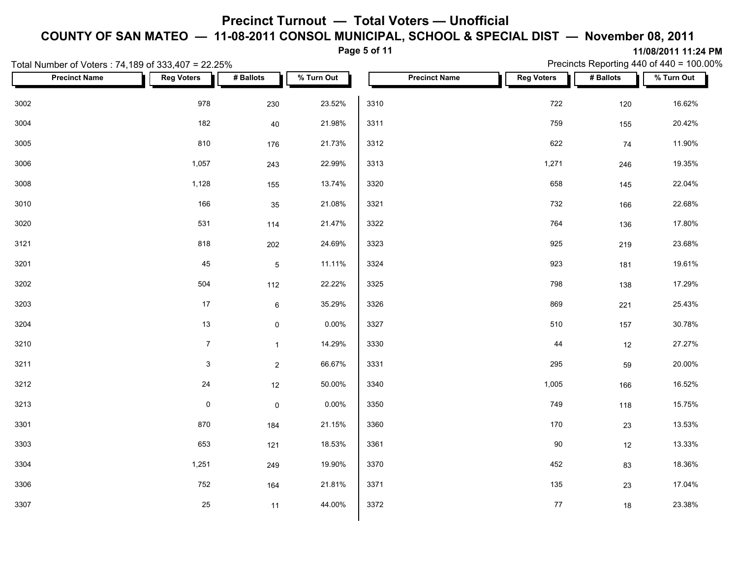# Precinct Turnout — Total Voters — Unofficial

## COUNTY OF SAN MATEO — 11-08-2011 CONSOL MUNICIPAL, SCHOOL & SPECIAL DIST — November 08, 2011

11/08/2011 11:24 PM

Total Number of Voters : 74,189 of 333,407 = 22.25%

Precincts Reporting 440 of 440 = 100.00%

| Precinct Name | Reg Voters | # Ballots | % Turn Out |
|---|---|---|---|
| 3002 | 978 | 230 | 23.52% |
| 3004 | 182 | 40 | 21.98% |
| 3005 | 810 | 176 | 21.73% |
| 3006 | 1,057 | 243 | 22.99% |
| 3008 | 1,128 | 155 | 13.74% |
| 3010 | 166 | 35 | 21.08% |
| 3020 | 531 | 114 | 21.47% |
| 3121 | 818 | 202 | 24.69% |
| 3201 | 45 | 5 | 11.11% |
| 3202 | 504 | 112 | 22.22% |
| 3203 | 17 | 6 | 35.29% |
| 3204 | 13 | 0 | 0.00% |
| 3210 | 7 | 1 | 14.29% |
| 3211 | 3 | 2 | 66.67% |
| 3212 | 24 | 12 | 50.00% |
| 3213 | 0 | 0 | 0.00% |
| 3301 | 870 | 184 | 21.15% |
| 3303 | 653 | 121 | 18.53% |
| 3304 | 1,251 | 249 | 19.90% |
| 3306 | 752 | 164 | 21.81% |
| 3307 | 25 | 11 | 44.00% |
| 3310 | 722 | 120 | 16.62% |
| 3311 | 759 | 155 | 20.42% |
| 3312 | 622 | 74 | 11.90% |
| 3313 | 1,271 | 246 | 19.35% |
| 3320 | 658 | 145 | 22.04% |
| 3321 | 732 | 166 | 22.68% |
| 3322 | 764 | 136 | 17.80% |
| 3323 | 925 | 219 | 23.68% |
| 3324 | 923 | 181 | 19.61% |
| 3325 | 798 | 138 | 17.29% |
| 3326 | 869 | 221 | 25.43% |
| 3327 | 510 | 157 | 30.78% |
| 3330 | 44 | 12 | 27.27% |
| 3331 | 295 | 59 | 20.00% |
| 3340 | 1,005 | 166 | 16.52% |
| 3350 | 749 | 118 | 15.75% |
| 3360 | 170 | 23 | 13.53% |
| 3361 | 90 | 12 | 13.33% |
| 3370 | 452 | 83 | 18.36% |
| 3371 | 135 | 23 | 17.04% |
| 3372 | 77 | 18 | 23.38% |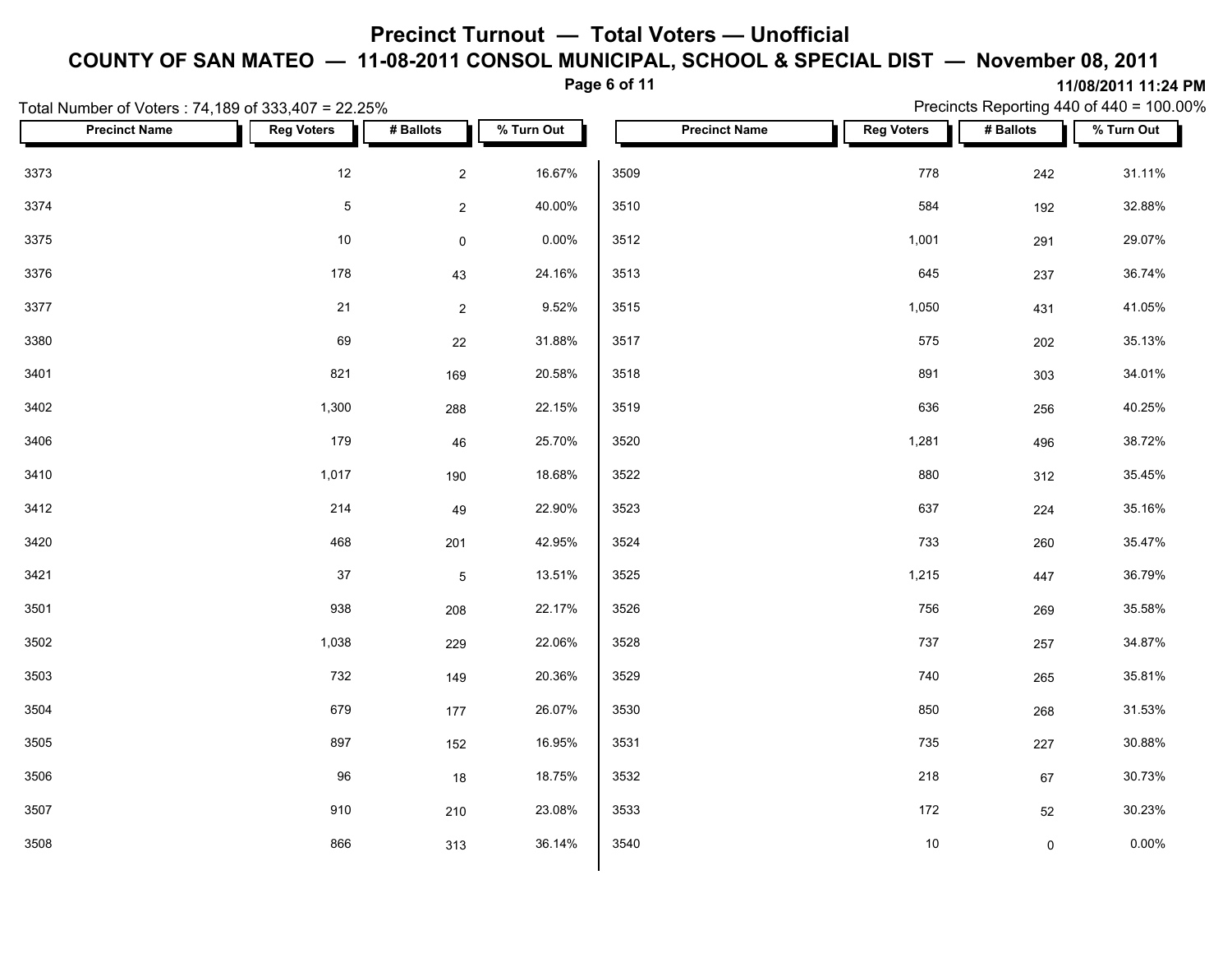# Precinct Turnout — Total Voters — Unofficial

## COUNTY OF SAN MATEO — 11-08-2011 CONSOL MUNICIPAL, SCHOOL & SPECIAL DIST — November 08, 2011

11/08/2011 11:24 PM

Total Number of Voters : 74,189 of 333,407 = 22.25%

Precincts Reporting 440 of 440 = 100.00%

| Precinct Name | Reg Voters | # Ballots | % Turn Out |
|---|---|---|---|
| 3373 | 12 | 2 | 16.67% |
| 3374 | 5 | 2 | 40.00% |
| 3375 | 10 | 0 | 0.00% |
| 3376 | 178 | 43 | 24.16% |
| 3377 | 21 | 2 | 9.52% |
| 3380 | 69 | 22 | 31.88% |
| 3401 | 821 | 169 | 20.58% |
| 3402 | 1,300 | 288 | 22.15% |
| 3406 | 179 | 46 | 25.70% |
| 3410 | 1,017 | 190 | 18.68% |
| 3412 | 214 | 49 | 22.90% |
| 3420 | 468 | 201 | 42.95% |
| 3421 | 37 | 5 | 13.51% |
| 3501 | 938 | 208 | 22.17% |
| 3502 | 1,038 | 229 | 22.06% |
| 3503 | 732 | 149 | 20.36% |
| 3504 | 679 | 177 | 26.07% |
| 3505 | 897 | 152 | 16.95% |
| 3506 | 96 | 18 | 18.75% |
| 3507 | 910 | 210 | 23.08% |
| 3508 | 866 | 313 | 36.14% |
| 3509 | 778 | 242 | 31.11% |
| 3510 | 584 | 192 | 32.88% |
| 3512 | 1,001 | 291 | 29.07% |
| 3513 | 645 | 237 | 36.74% |
| 3515 | 1,050 | 431 | 41.05% |
| 3517 | 575 | 202 | 35.13% |
| 3518 | 891 | 303 | 34.01% |
| 3519 | 636 | 256 | 40.25% |
| 3520 | 1,281 | 496 | 38.72% |
| 3522 | 880 | 312 | 35.45% |
| 3523 | 637 | 224 | 35.16% |
| 3524 | 733 | 260 | 35.47% |
| 3525 | 1,215 | 447 | 36.79% |
| 3526 | 756 | 269 | 35.58% |
| 3528 | 737 | 257 | 34.87% |
| 3529 | 740 | 265 | 35.81% |
| 3530 | 850 | 268 | 31.53% |
| 3531 | 735 | 227 | 30.88% |
| 3532 | 218 | 67 | 30.73% |
| 3533 | 172 | 52 | 30.23% |
| 3540 | 10 | 0 | 0.00% |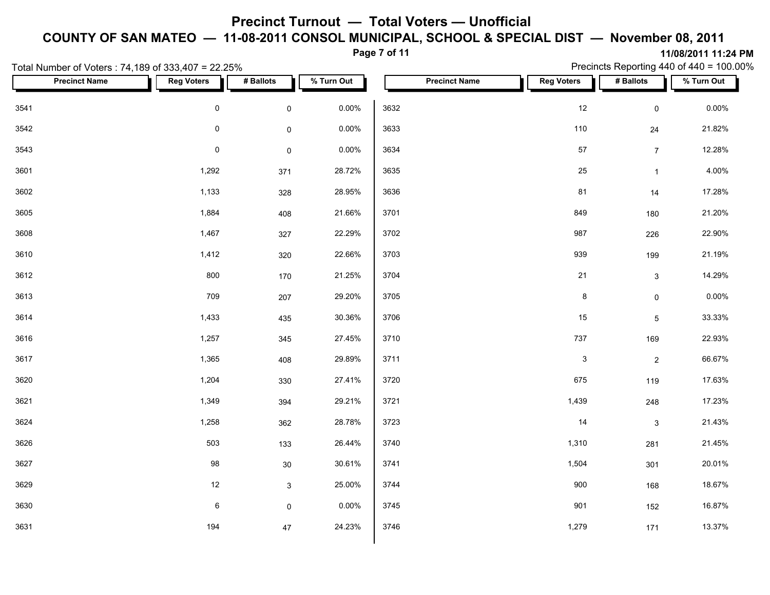# Precinct Turnout — Total Voters — Unofficial

## COUNTY OF SAN MATEO — 11-08-2011 CONSOL MUNICIPAL, SCHOOL & SPECIAL DIST — November 08, 2011

11/08/2011 11:24 PM

Total Number of Voters : 74,189 of 333,407 = 22.25%

Precincts Reporting 440 of 440 = 100.00%

| Precinct Name | Reg Voters | # Ballots | % Turn Out |
|---|---|---|---|
| 3541 | 0 | 0 | 0.00% |
| 3542 | 0 | 0 | 0.00% |
| 3543 | 0 | 0 | 0.00% |
| 3601 | 1,292 | 371 | 28.72% |
| 3602 | 1,133 | 328 | 28.95% |
| 3605 | 1,884 | 408 | 21.66% |
| 3608 | 1,467 | 327 | 22.29% |
| 3610 | 1,412 | 320 | 22.66% |
| 3612 | 800 | 170 | 21.25% |
| 3613 | 709 | 207 | 29.20% |
| 3614 | 1,433 | 435 | 30.36% |
| 3616 | 1,257 | 345 | 27.45% |
| 3617 | 1,365 | 408 | 29.89% |
| 3620 | 1,204 | 330 | 27.41% |
| 3621 | 1,349 | 394 | 29.21% |
| 3624 | 1,258 | 362 | 28.78% |
| 3626 | 503 | 133 | 26.44% |
| 3627 | 98 | 30 | 30.61% |
| 3629 | 12 | 3 | 25.00% |
| 3630 | 6 | 0 | 0.00% |
| 3631 | 194 | 47 | 24.23% |
| 3632 | 12 | 0 | 0.00% |
| 3633 | 110 | 24 | 21.82% |
| 3634 | 57 | 7 | 12.28% |
| 3635 | 25 | 1 | 4.00% |
| 3636 | 81 | 14 | 17.28% |
| 3701 | 849 | 180 | 21.20% |
| 3702 | 987 | 226 | 22.90% |
| 3703 | 939 | 199 | 21.19% |
| 3704 | 21 | 3 | 14.29% |
| 3705 | 8 | 0 | 0.00% |
| 3706 | 15 | 5 | 33.33% |
| 3710 | 737 | 169 | 22.93% |
| 3711 | 3 | 2 | 66.67% |
| 3720 | 675 | 119 | 17.63% |
| 3721 | 1,439 | 248 | 17.23% |
| 3723 | 14 | 3 | 21.43% |
| 3740 | 1,310 | 281 | 21.45% |
| 3741 | 1,504 | 301 | 20.01% |
| 3744 | 900 | 168 | 18.67% |
| 3745 | 901 | 152 | 16.87% |
| 3746 | 1,279 | 171 | 13.37% |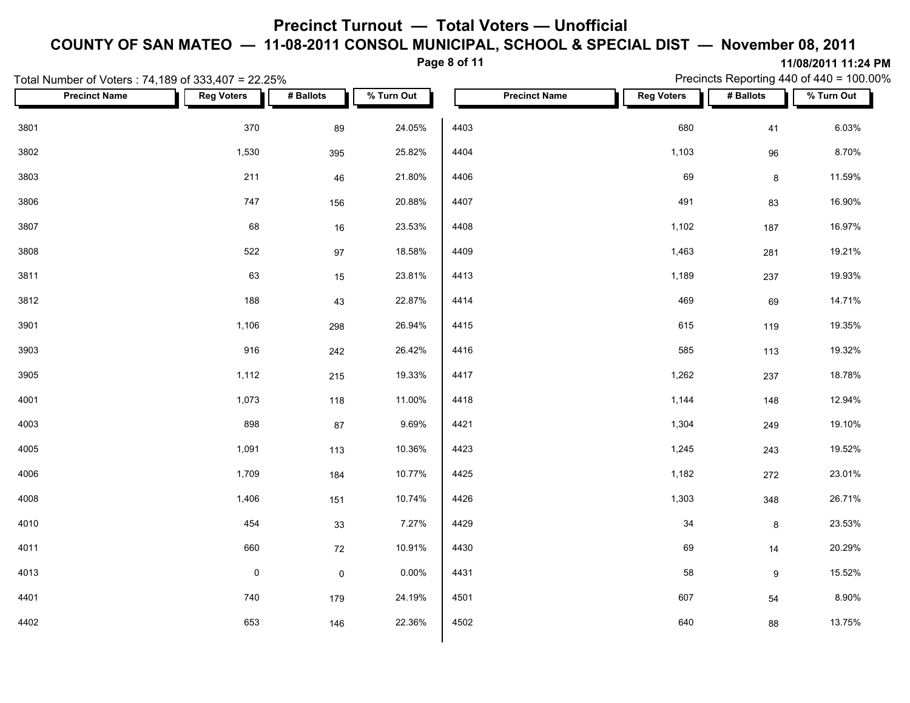# Precinct Turnout — Total Voters — Unofficial

## COUNTY OF SAN MATEO — 11-08-2011 CONSOL MUNICIPAL, SCHOOL & SPECIAL DIST — November 08, 2011

11/08/2011 11:24 PM

Total Number of Voters : 74,189 of 333,407 = 22.25%

Precincts Reporting 440 of 440 = 100.00%

| Precinct Name | Reg Voters | # Ballots | % Turn Out |
|---|---|---|---|
| 3801 | 370 | 89 | 24.05% |
| 3802 | 1,530 | 395 | 25.82% |
| 3803 | 211 | 46 | 21.80% |
| 3806 | 747 | 156 | 20.88% |
| 3807 | 68 | 16 | 23.53% |
| 3808 | 522 | 97 | 18.58% |
| 3811 | 63 | 15 | 23.81% |
| 3812 | 188 | 43 | 22.87% |
| 3901 | 1,106 | 298 | 26.94% |
| 3903 | 916 | 242 | 26.42% |
| 3905 | 1,112 | 215 | 19.33% |
| 4001 | 1,073 | 118 | 11.00% |
| 4003 | 898 | 87 | 9.69% |
| 4005 | 1,091 | 113 | 10.36% |
| 4006 | 1,709 | 184 | 10.77% |
| 4008 | 1,406 | 151 | 10.74% |
| 4010 | 454 | 33 | 7.27% |
| 4011 | 660 | 72 | 10.91% |
| 4013 | 0 | 0 | 0.00% |
| 4401 | 740 | 179 | 24.19% |
| 4402 | 653 | 146 | 22.36% |
| 4403 | 680 | 41 | 6.03% |
| 4404 | 1,103 | 96 | 8.70% |
| 4406 | 69 | 8 | 11.59% |
| 4407 | 491 | 83 | 16.90% |
| 4408 | 1,102 | 187 | 16.97% |
| 4409 | 1,463 | 281 | 19.21% |
| 4413 | 1,189 | 237 | 19.93% |
| 4414 | 469 | 69 | 14.71% |
| 4415 | 615 | 119 | 19.35% |
| 4416 | 585 | 113 | 19.32% |
| 4417 | 1,262 | 237 | 18.78% |
| 4418 | 1,144 | 148 | 12.94% |
| 4421 | 1,304 | 249 | 19.10% |
| 4423 | 1,245 | 243 | 19.52% |
| 4425 | 1,182 | 272 | 23.01% |
| 4426 | 1,303 | 348 | 26.71% |
| 4429 | 34 | 8 | 23.53% |
| 4430 | 69 | 14 | 20.29% |
| 4431 | 58 | 9 | 15.52% |
| 4501 | 607 | 54 | 8.90% |
| 4502 | 640 | 88 | 13.75% |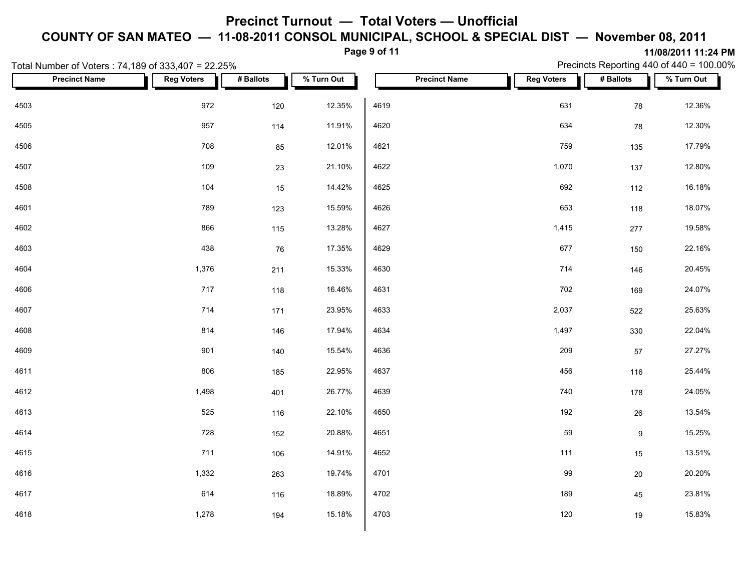# Precinct Turnout — Total Voters — Unofficial

## COUNTY OF SAN MATEO — 11-08-2011 CONSOL MUNICIPAL, SCHOOL & SPECIAL DIST — November 08, 2011

11/08/2011 11:24 PM

Total Number of Voters : 74,189 of 333,407 = 22.25%

Precincts Reporting 440 of 440 = 100.00%

| Precinct Name | Reg Voters | # Ballots | % Turn Out |
|---|---|---|---|
| 4503 | 972 | 120 | 12.35% |
| 4505 | 957 | 114 | 11.91% |
| 4506 | 708 | 85 | 12.01% |
| 4507 | 109 | 23 | 21.10% |
| 4508 | 104 | 15 | 14.42% |
| 4601 | 789 | 123 | 15.59% |
| 4602 | 866 | 115 | 13.28% |
| 4603 | 438 | 76 | 17.35% |
| 4604 | 1,376 | 211 | 15.33% |
| 4606 | 717 | 118 | 16.46% |
| 4607 | 714 | 171 | 23.95% |
| 4608 | 814 | 146 | 17.94% |
| 4609 | 901 | 140 | 15.54% |
| 4611 | 806 | 185 | 22.95% |
| 4612 | 1,498 | 401 | 26.77% |
| 4613 | 525 | 116 | 22.10% |
| 4614 | 728 | 152 | 20.88% |
| 4615 | 711 | 106 | 14.91% |
| 4616 | 1,332 | 263 | 19.74% |
| 4617 | 614 | 116 | 18.89% |
| 4618 | 1,278 | 194 | 15.18% |
| 4619 | 631 | 78 | 12.36% |
| 4620 | 634 | 78 | 12.30% |
| 4621 | 759 | 135 | 17.79% |
| 4622 | 1,070 | 137 | 12.80% |
| 4625 | 692 | 112 | 16.18% |
| 4626 | 653 | 118 | 18.07% |
| 4627 | 1,415 | 277 | 19.58% |
| 4629 | 677 | 150 | 22.16% |
| 4630 | 714 | 146 | 20.45% |
| 4631 | 702 | 169 | 24.07% |
| 4633 | 2,037 | 522 | 25.63% |
| 4634 | 1,497 | 330 | 22.04% |
| 4636 | 209 | 57 | 27.27% |
| 4637 | 456 | 116 | 25.44% |
| 4639 | 740 | 178 | 24.05% |
| 4650 | 192 | 26 | 13.54% |
| 4651 | 59 | 9 | 15.25% |
| 4652 | 111 | 15 | 13.51% |
| 4701 | 99 | 20 | 20.20% |
| 4702 | 189 | 45 | 23.81% |
| 4703 | 120 | 19 | 15.83% |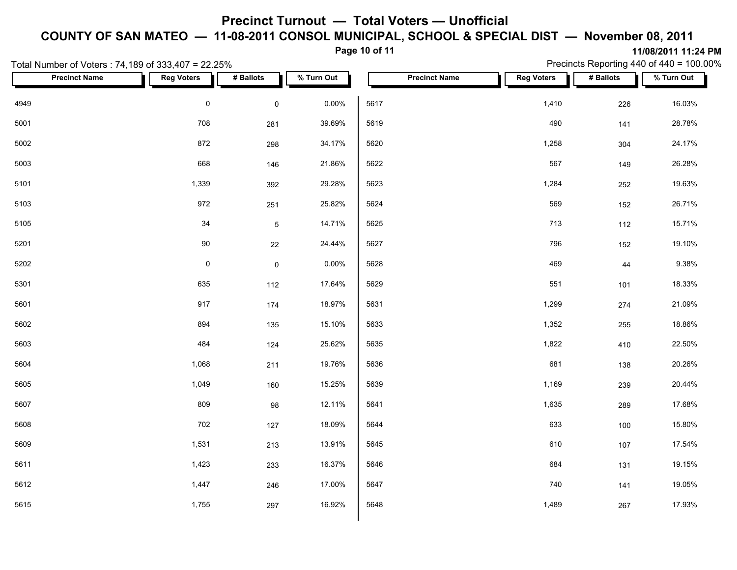# Precinct Turnout — Total Voters — Unofficial

## COUNTY OF SAN MATEO — 11-08-2011 CONSOL MUNICIPAL, SCHOOL & SPECIAL DIST — November 08, 2011

11/08/2011 11:24 PM

Total Number of Voters : 74,189 of 333,407 = 22.25%

Precincts Reporting 440 of 440 = 100.00%

| Precinct Name | Reg Voters | # Ballots | % Turn Out |
|---|---|---|---|
| 4949 | 0 | 0 | 0.00% |
| 5001 | 708 | 281 | 39.69% |
| 5002 | 872 | 298 | 34.17% |
| 5003 | 668 | 146 | 21.86% |
| 5101 | 1,339 | 392 | 29.28% |
| 5103 | 972 | 251 | 25.82% |
| 5105 | 34 | 5 | 14.71% |
| 5201 | 90 | 22 | 24.44% |
| 5202 | 0 | 0 | 0.00% |
| 5301 | 635 | 112 | 17.64% |
| 5601 | 917 | 174 | 18.97% |
| 5602 | 894 | 135 | 15.10% |
| 5603 | 484 | 124 | 25.62% |
| 5604 | 1,068 | 211 | 19.76% |
| 5605 | 1,049 | 160 | 15.25% |
| 5607 | 809 | 98 | 12.11% |
| 5608 | 702 | 127 | 18.09% |
| 5609 | 1,531 | 213 | 13.91% |
| 5611 | 1,423 | 233 | 16.37% |
| 5612 | 1,447 | 246 | 17.00% |
| 5615 | 1,755 | 297 | 16.92% |
| 5617 | 1,410 | 226 | 16.03% |
| 5619 | 490 | 141 | 28.78% |
| 5620 | 1,258 | 304 | 24.17% |
| 5622 | 567 | 149 | 26.28% |
| 5623 | 1,284 | 252 | 19.63% |
| 5624 | 569 | 152 | 26.71% |
| 5625 | 713 | 112 | 15.71% |
| 5627 | 796 | 152 | 19.10% |
| 5628 | 469 | 44 | 9.38% |
| 5629 | 551 | 101 | 18.33% |
| 5631 | 1,299 | 274 | 21.09% |
| 5633 | 1,352 | 255 | 18.86% |
| 5635 | 1,822 | 410 | 22.50% |
| 5636 | 681 | 138 | 20.26% |
| 5639 | 1,169 | 239 | 20.44% |
| 5641 | 1,635 | 289 | 17.68% |
| 5644 | 633 | 100 | 15.80% |
| 5645 | 610 | 107 | 17.54% |
| 5646 | 684 | 131 | 19.15% |
| 5647 | 740 | 141 | 19.05% |
| 5648 | 1,489 | 267 | 17.93% |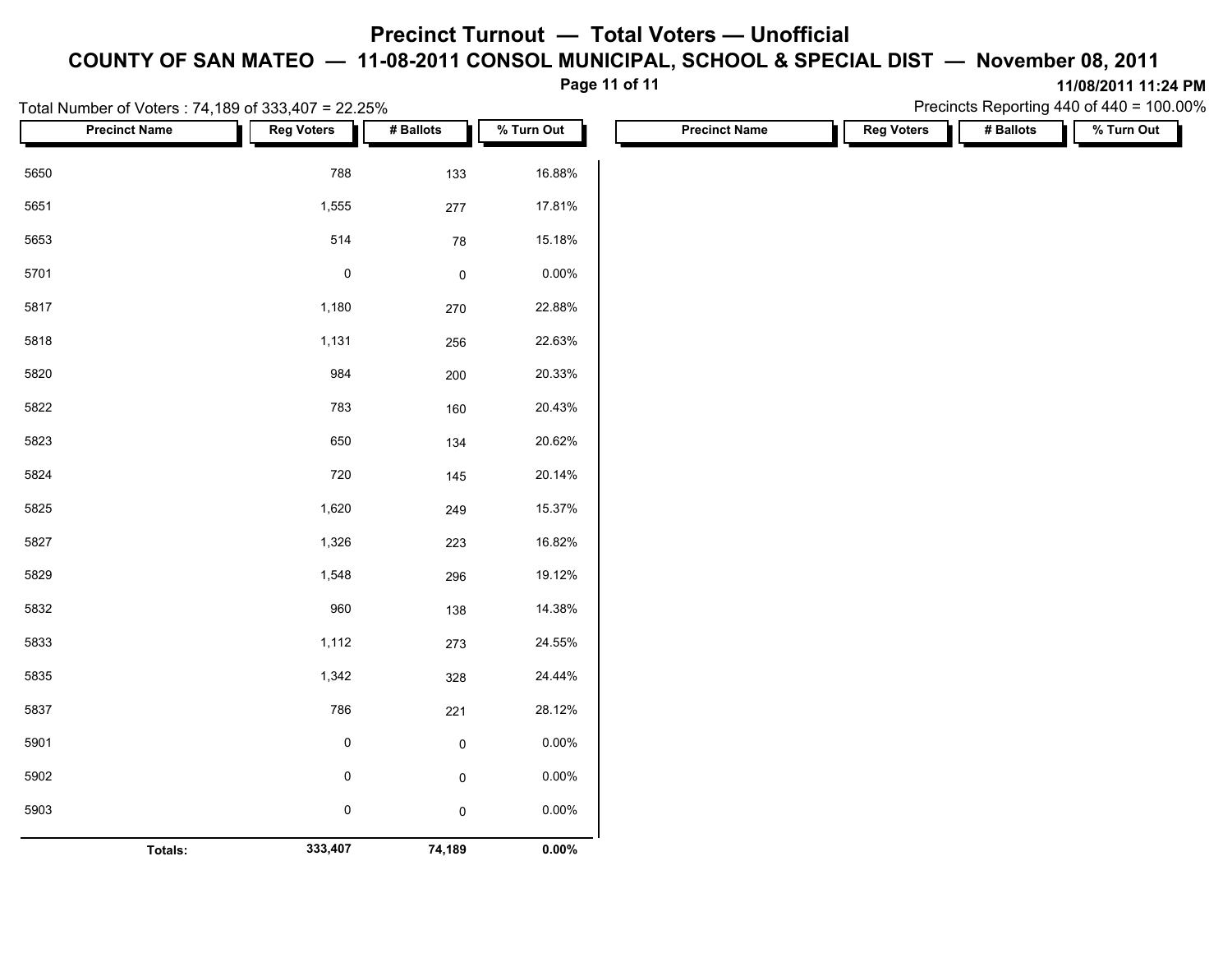# Precinct Turnout — Total Voters — Unofficial

## COUNTY OF SAN MATEO — 11-08-2011 CONSOL MUNICIPAL, SCHOOL & SPECIAL DIST — November 08, 2011

11/08/2011 11:24 PM

Total Number of Voters : 74,189 of 333,407 = 22.25%

Precincts Reporting 440 of 440 = 100.00%

| Precinct Name | Reg Voters | # Ballots | % Turn Out |
|---|---|---|---|
| 5650 | 788 | 133 | 16.88% |
| 5651 | 1,555 | 277 | 17.81% |
| 5653 | 514 | 78 | 15.18% |
| 5701 | 0 | 0 | 0.00% |
| 5817 | 1,180 | 270 | 22.88% |
| 5818 | 1,131 | 256 | 22.63% |
| 5820 | 984 | 200 | 20.33% |
| 5822 | 783 | 160 | 20.43% |
| 5823 | 650 | 134 | 20.62% |
| 5824 | 720 | 145 | 20.14% |
| 5825 | 1,620 | 249 | 15.37% |
| 5827 | 1,326 | 223 | 16.82% |
| 5829 | 1,548 | 296 | 19.12% |
| 5832 | 960 | 138 | 14.38% |
| 5833 | 1,112 | 273 | 24.55% |
| 5835 | 1,342 | 328 | 24.44% |
| 5837 | 786 | 221 | 28.12% |
| 5901 | 0 | 0 | 0.00% |
| 5902 | 0 | 0 | 0.00% |
| 5903 | 0 | 0 | 0.00% |
| **Totals:** | **333,407** | **74,189** | **0.00%** |